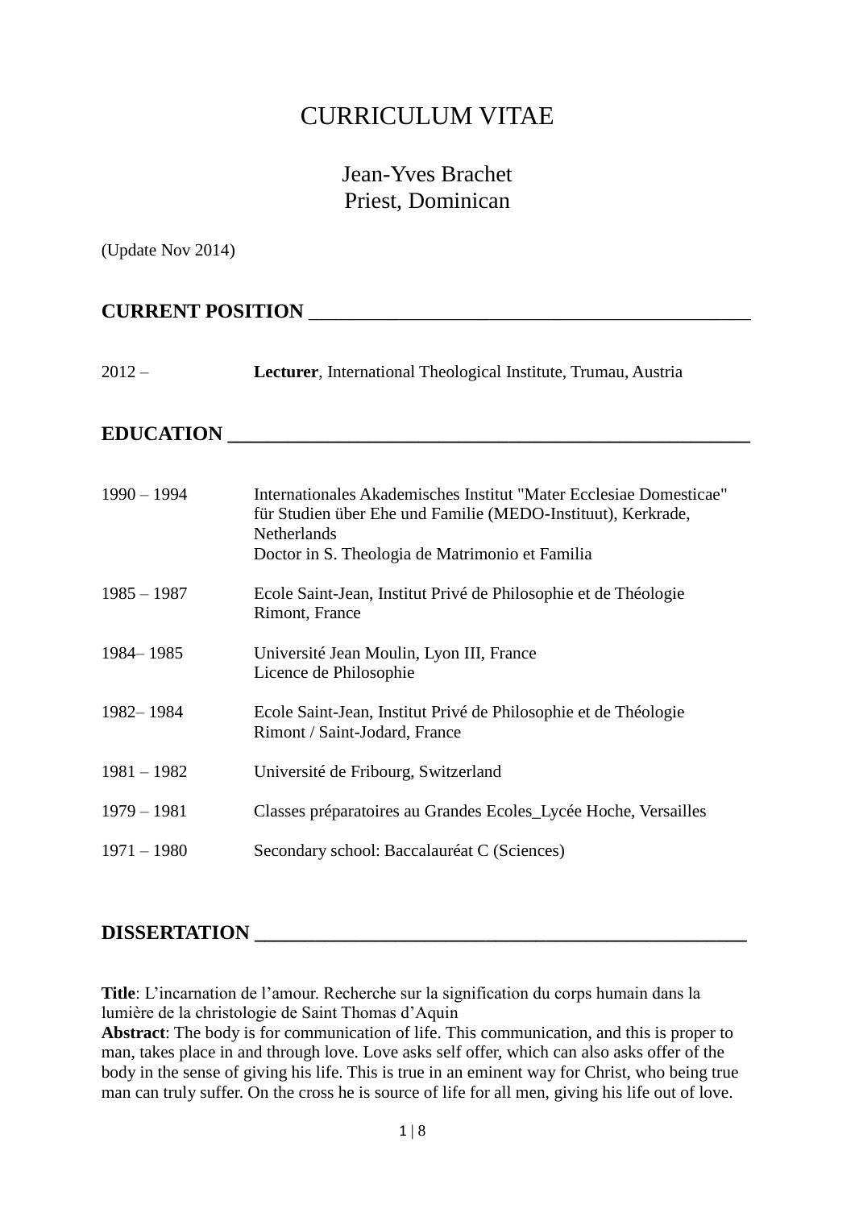# CURRICULUM VITAE

## Jean-Yves Brachet
## Priest, Dominican

(Update Nov 2014)

## CURRENT POSITION

2012 – **Lecturer**, International Theological Institute, Trumau, Austria

## EDUCATION

1990 – 1994 Internationales Akademisches Institut "Mater Ecclesiae Domesticae" für Studien über Ehe und Familie (MEDO-Instituut), Kerkrade, Netherlands
Doctor in S. Theologia de Matrimonio et Familia

1985 – 1987 Ecole Saint-Jean, Institut Privé de Philosophie et de Théologie
Rimont, France

1984– 1985 Université Jean Moulin, Lyon III, France
Licence de Philosophie

1982– 1984 Ecole Saint-Jean, Institut Privé de Philosophie et de Théologie
Rimont / Saint-Jodard, France

1981 – 1982 Université de Fribourg, Switzerland

1979 – 1981 Classes préparatoires au Grandes Ecoles_Lycée Hoche, Versailles

1971 – 1980 Secondary school: Baccalauréat C (Sciences)

## DISSERTATION

**Title**: L'incarnation de l'amour. Recherche sur la signification du corps humain dans la lumière de la christologie de Saint Thomas d'Aquin
**Abstract**: The body is for communication of life. This communication, and this is proper to man, takes place in and through love. Love asks self offer, which can also asks offer of the body in the sense of giving his life. This is true in an eminent way for Christ, who being true man can truly suffer. On the cross he is source of life for all men, giving his life out of love.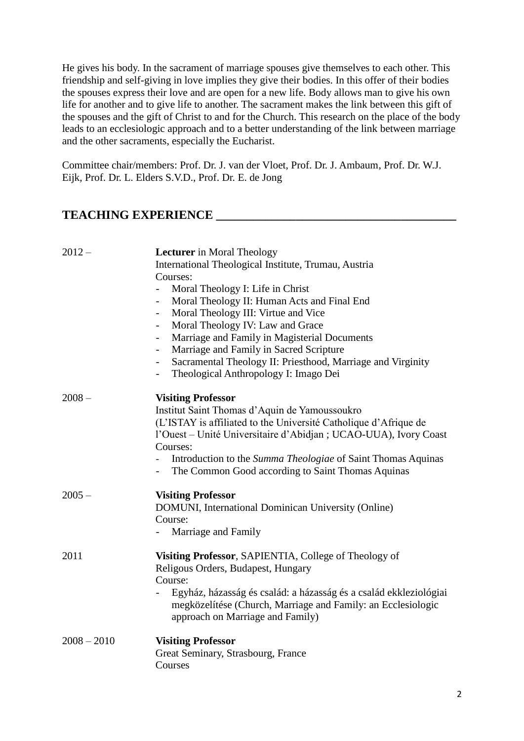He gives his body. In the sacrament of marriage spouses give themselves to each other. This friendship and self-giving in love implies they give their bodies. In this offer of their bodies the spouses express their love and are open for a new life. Body allows man to give his own life for another and to give life to another. The sacrament makes the link between this gift of the spouses and the gift of Christ to and for the Church. This research on the place of the body leads to an ecclesiologic approach and to a better understanding of the link between marriage and the other sacraments, especially the Eucharist.

Committee chair/members: Prof. Dr. J. van der Vloet, Prof. Dr. J. Ambaum, Prof. Dr. W.J. Eijk, Prof. Dr. L. Elders S.V.D., Prof. Dr. E. de Jong

## TEACHING EXPERIENCE

2012 – **Lecturer** in Moral Theology
International Theological Institute, Trumau, Austria
Courses:
- Moral Theology I: Life in Christ
- Moral Theology II: Human Acts and Final End
- Moral Theology III: Virtue and Vice
- Moral Theology IV: Law and Grace
- Marriage and Family in Magisterial Documents
- Marriage and Family in Sacred Scripture
- Sacramental Theology II: Priesthood, Marriage and Virginity
- Theological Anthropology I: Imago Dei

2008 – **Visiting Professor**
Institut Saint Thomas d'Aquin de Yamoussoukro
(L'ISTAY is affiliated to the Université Catholique d'Afrique de l'Ouest – Unité Universitaire d'Abidjan ; UCAO-UUA), Ivory Coast
Courses:
- Introduction to the *Summa Theologiae* of Saint Thomas Aquinas
- The Common Good according to Saint Thomas Aquinas

2005 – **Visiting Professor**
DOMUNI, International Dominican University (Online)
Course:
- Marriage and Family

2011 **Visiting Professor**, SAPIENTIA, College of Theology of Religous Orders, Budapest, Hungary
Course:
- Egyház, házasság és család: a házasság és a család ekkleziológiai megközelítése (Church, Marriage and Family: an Ecclesiologic approach on Marriage and Family)

2008 – 2010 **Visiting Professor**
Great Seminary, Strasbourg, France
Courses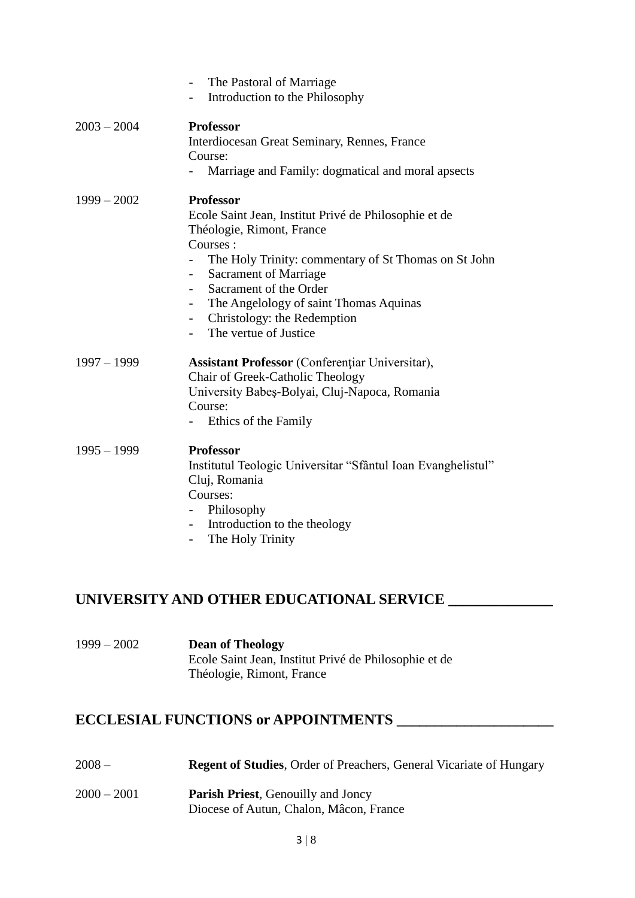- The Pastoral of Marriage
- Introduction to the Philosophy

2003 – 2004 **Professor**
Interdiocesan Great Seminary, Rennes, France
Course:
- Marriage and Family: dogmatical and moral apsects

1999 – 2002 **Professor**
Ecole Saint Jean, Institut Privé de Philosophie et de Théologie, Rimont, France
Courses :
- The Holy Trinity: commentary of St Thomas on St John
- Sacrament of Marriage
- Sacrament of the Order
- The Angelology of saint Thomas Aquinas
- Christology: the Redemption
- The vertue of Justice

1997 – 1999 **Assistant Professor** (Conferenţiar Universitar),
Chair of Greek-Catholic Theology
University Babeş-Bolyai, Cluj-Napoca, Romania
Course:
- Ethics of the Family

1995 – 1999 **Professor**
Institutul Teologic Universitar "Sfântul Ioan Evanghelistul"
Cluj, Romania
Courses:
- Philosophy
- Introduction to the theology
- The Holy Trinity

## UNIVERSITY AND OTHER EDUCATIONAL SERVICE

1999 – 2002 **Dean of Theology**
Ecole Saint Jean, Institut Privé de Philosophie et de Théologie, Rimont, France

## ECCLESIAL FUNCTIONS or APPOINTMENTS

2008 – **Regent of Studies**, Order of Preachers, General Vicariate of Hungary

2000 – 2001 **Parish Priest**, Genouilly and Joncy
Diocese of Autun, Chalon, Mâcon, France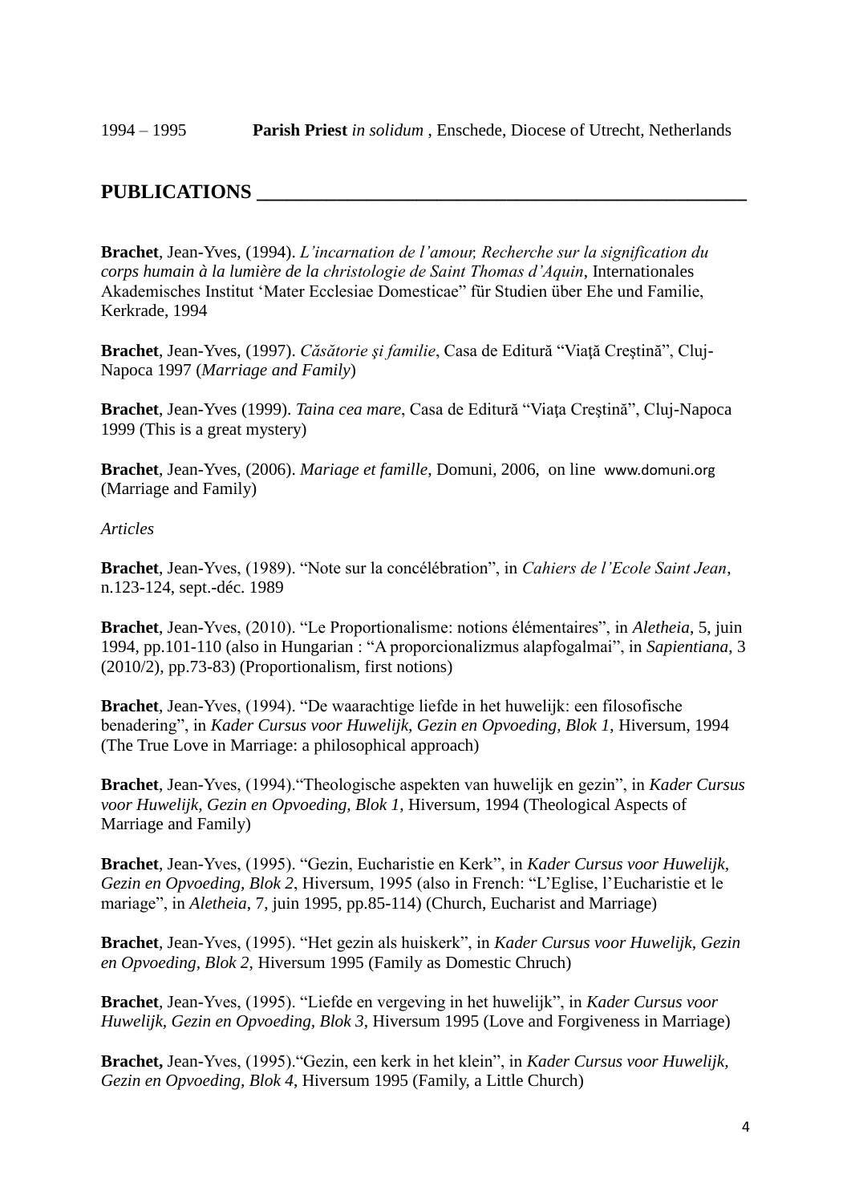1994 – 1995 **Parish Priest** *in solidum* , Enschede, Diocese of Utrecht, Netherlands

## PUBLICATIONS

**Brachet**, Jean-Yves, (1994). *L'incarnation de l'amour, Recherche sur la signification du corps humain à la lumière de la christologie de Saint Thomas d'Aquin*, Internationales Akademisches Institut 'Mater Ecclesiae Domesticae" für Studien über Ehe und Familie, Kerkrade, 1994

**Brachet**, Jean-Yves, (1997). *Căsătorie şi familie*, Casa de Editură "Viaţă Creştină", Cluj-Napoca 1997 (*Marriage and Family*)

**Brachet**, Jean-Yves (1999). *Taina cea mare*, Casa de Editură "Viaţa Creştină", Cluj-Napoca 1999 (This is a great mystery)

**Brachet**, Jean-Yves, (2006). *Mariage et famille*, Domuni, 2006, on line www.domuni.org (Marriage and Family)

*Articles*

**Brachet**, Jean-Yves, (1989). "Note sur la concélébration", in *Cahiers de l'Ecole Saint Jean*, n.123-124, sept.-déc. 1989

**Brachet**, Jean-Yves, (2010). "Le Proportionalisme: notions élémentaires", in *Aletheia*, 5, juin 1994, pp.101-110 (also in Hungarian : "A proporcionalizmus alapfogalmai", in *Sapientiana*, 3 (2010/2), pp.73-83) (Proportionalism, first notions)

**Brachet**, Jean-Yves, (1994). "De waarachtige liefde in het huwelijk: een filosofische benadering", in *Kader Cursus voor Huwelijk, Gezin en Opvoeding, Blok 1*, Hiversum, 1994 (The True Love in Marriage: a philosophical approach)

**Brachet**, Jean-Yves, (1994)."Theologische aspekten van huwelijk en gezin", in *Kader Cursus voor Huwelijk, Gezin en Opvoeding, Blok 1*, Hiversum, 1994 (Theological Aspects of Marriage and Family)

**Brachet**, Jean-Yves, (1995). "Gezin, Eucharistie en Kerk", in *Kader Cursus voor Huwelijk, Gezin en Opvoeding, Blok 2*, Hiversum, 1995 (also in French: "L'Eglise, l'Eucharistie et le mariage", in *Aletheia*, 7, juin 1995, pp.85-114) (Church, Eucharist and Marriage)

**Brachet**, Jean-Yves, (1995). "Het gezin als huiskerk", in *Kader Cursus voor Huwelijk, Gezin en Opvoeding, Blok 2*, Hiversum 1995 (Family as Domestic Chruch)

**Brachet**, Jean-Yves, (1995). "Liefde en vergeving in het huwelijk", in *Kader Cursus voor Huwelijk, Gezin en Opvoeding, Blok 3*, Hiversum 1995 (Love and Forgiveness in Marriage)

**Brachet,** Jean-Yves, (1995)."Gezin, een kerk in het klein", in *Kader Cursus voor Huwelijk, Gezin en Opvoeding, Blok 4*, Hiversum 1995 (Family, a Little Church)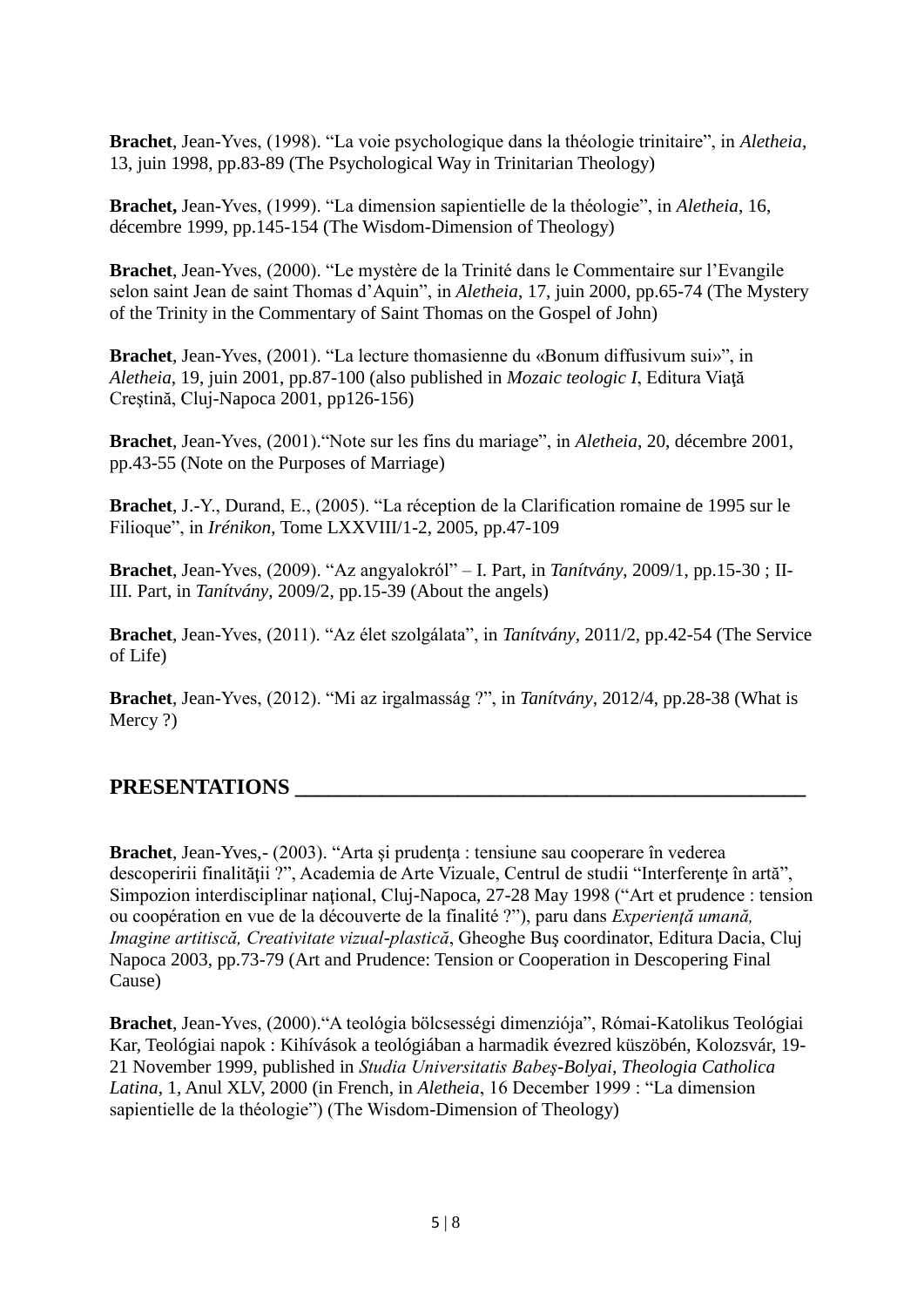**Brachet**, Jean-Yves, (1998). “La voie psychologique dans la théologie trinitaire”, in *Aletheia*, 13, juin 1998, pp.83-89 (The Psychological Way in Trinitarian Theology)

**Brachet,** Jean-Yves, (1999). “La dimension sapientielle de la théologie”, in *Aletheia*, 16, décembre 1999, pp.145-154 (The Wisdom-Dimension of Theology)

**Brachet**, Jean-Yves, (2000). “Le mystère de la Trinité dans le Commentaire sur l’Evangile selon saint Jean de saint Thomas d’Aquin”, in *Aletheia*, 17, juin 2000, pp.65-74 (The Mystery of the Trinity in the Commentary of Saint Thomas on the Gospel of John)

**Brachet**, Jean-Yves, (2001). “La lecture thomasienne du «Bonum diffusivum sui»”, in *Aletheia*, 19, juin 2001, pp.87-100 (also published in *Mozaic teologic I*, Editura Viaţă Creştină, Cluj-Napoca 2001, pp126-156)

**Brachet**, Jean-Yves, (2001).“Note sur les fins du mariage”, in *Aletheia*, 20, décembre 2001, pp.43-55 (Note on the Purposes of Marriage)

**Brachet**, J.-Y., Durand, E., (2005). “La réception de la Clarification romaine de 1995 sur le Filioque”, in *Irénikon*, Tome LXXVIII/1-2, 2005, pp.47-109

**Brachet**, Jean-Yves, (2009). “Az angyalokról” – I. Part, in *Tanítvány*, 2009/1, pp.15-30 ; II-III. Part, in *Tanítvány*, 2009/2, pp.15-39 (About the angels)

**Brachet**, Jean-Yves, (2011). “Az élet szolgálata”, in *Tanítvány*, 2011/2, pp.42-54 (The Service of Life)

**Brachet**, Jean-Yves, (2012). “Mi az irgalmasság ?”, in *Tanítvány*, 2012/4, pp.28-38 (What is Mercy ?)

## PRESENTATIONS

**Brachet**, Jean-Yves,- (2003). “Arta şi prudenţa : tensiune sau cooperare în vederea descoperirii finalităţii ?”, Academia de Arte Vizuale, Centrul de studii “Interferenţe în artă”, Simpozion interdisciplinar naţional, Cluj-Napoca, 27-28 May 1998 (“Art et prudence : tension ou coopération en vue de la découverte de la finalité ?”), paru dans *Experienţă umană, Imagine artitiscă, Creativitate vizual-plastică*, Gheoghe Buş coordinator, Editura Dacia, Cluj Napoca 2003, pp.73-79 (Art and Prudence: Tension or Cooperation in Descopering Final Cause)

**Brachet**, Jean-Yves, (2000).“A teológia bölcsességi dimenziója”, Római-Katolikus Teológiai Kar, Teológiai napok : Kihívások a teológiában a harmadik évezred küszöbén, Kolozsvár, 19-21 November 1999, published in *Studia Universitatis Babeş-Bolyai, Theologia Catholica Latina*, 1, Anul XLV, 2000 (in French, in *Aletheia*, 16 December 1999 : “La dimension sapientielle de la théologie”) (The Wisdom-Dimension of Theology)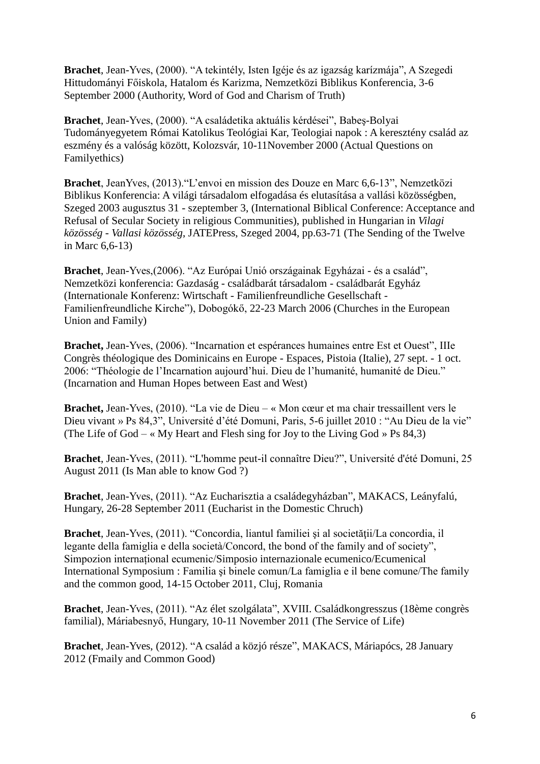**Brachet**, Jean-Yves, (2000). "A tekintély, Isten Igéje és az igazság karízmája", A Szegedi Hittudományi Főiskola, Hatalom és Karizma, Nemzetközi Biblikus Konferencia, 3-6 September 2000 (Authority, Word of God and Charism of Truth)

**Brachet**, Jean-Yves, (2000). "A családetika aktuális kérdései", Babeş-Bolyai Tudományegyetem Római Katolikus Teológiai Kar, Teologiai napok : A keresztény család az eszmény és a valóság között, Kolozsvár, 10-11November 2000 (Actual Questions on Familyethics)

**Brachet**, JeanYves, (2013)."L'envoi en mission des Douze en Marc 6,6-13", Nemzetközi Biblikus Konferencia: A világi társadalom elfogadása és elutasítása a vallási közösségben, Szeged 2003 augusztus 31 - szeptember 3, (International Biblical Conference: Acceptance and Refusal of Secular Society in religious Communities), published in Hungarian in *Vilagi közösség - Vallasi közösség*, JATEPress, Szeged 2004, pp.63-71 (The Sending of the Twelve in Marc 6,6-13)

**Brachet**, Jean-Yves,(2006). "Az Európai Unió országainak Egyházai - és a család", Nemzetközi konferencia: Gazdaság - családbarát társadalom - családbarát Egyház (Internationale Konferenz: Wirtschaft - Familienfreundliche Gesellschaft - Familienfreundliche Kirche"), Dobogókő, 22-23 March 2006 (Churches in the European Union and Family)

**Brachet,** Jean-Yves, (2006). "Incarnation et espérances humaines entre Est et Ouest", IIIe Congrès théologique des Dominicains en Europe - Espaces, Pistoia (Italie), 27 sept. - 1 oct. 2006: "Théologie de l'Incarnation aujourd'hui. Dieu de l'humanité, humanité de Dieu." (Incarnation and Human Hopes between East and West)

**Brachet,** Jean-Yves, (2010). "La vie de Dieu – « Mon cœur et ma chair tressaillent vers le Dieu vivant » Ps 84,3", Université d'été Domuni, Paris, 5-6 juillet 2010 : "Au Dieu de la vie" (The Life of God – « My Heart and Flesh sing for Joy to the Living God » Ps 84,3)

**Brachet**, Jean-Yves, (2011). "L'homme peut-il connaître Dieu?", Université d'été Domuni, 25 August 2011 (Is Man able to know God ?)

**Brachet**, Jean-Yves, (2011). "Az Eucharisztia a családegyházban", MAKACS, Leányfalú, Hungary, 26-28 September 2011 (Eucharist in the Domestic Chruch)

**Brachet**, Jean-Yves, (2011). "Concordia, liantul familiei şi al societăţii/La concordia, il legante della famiglia e della società/Concord, the bond of the family and of society", Simpozion internațional ecumenic/Simposio internazionale ecumenico/Ecumenical International Symposium : Familia şi binele comun/La famiglia e il bene comune/The family and the common good, 14-15 October 2011, Cluj, Romania

**Brachet**, Jean-Yves, (2011). "Az élet szolgálata", XVIII. Családkongresszus (18ème congrès familial), Máriabesnyő, Hungary, 10-11 November 2011 (The Service of Life)

**Brachet**, Jean-Yves, (2012). "A család a közjó része", MAKACS, Máriapócs, 28 January 2012 (Fmaily and Common Good)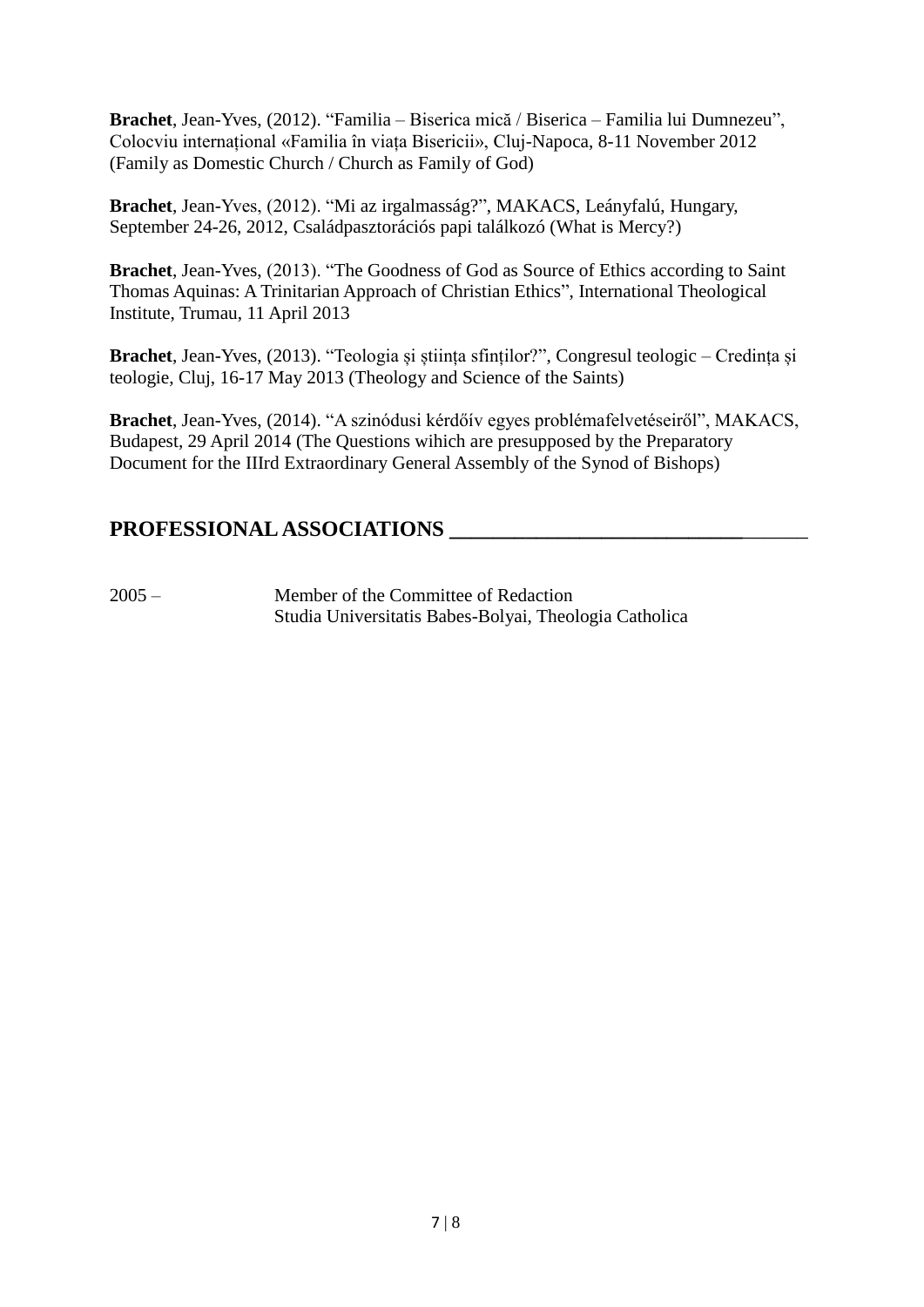**Brachet**, Jean-Yves, (2012). “Familia – Biserica mică / Biserica – Familia lui Dumnezeu”, Colocviu internațional «Familia în viața Bisericii», Cluj-Napoca, 8-11 November 2012 (Family as Domestic Church / Church as Family of God)

**Brachet**, Jean-Yves, (2012). “Mi az irgalmasság?”, MAKACS, Leányfalú, Hungary, September 24-26, 2012, Családpasztorációs papi találkozó (What is Mercy?)

**Brachet**, Jean-Yves, (2013). “The Goodness of God as Source of Ethics according to Saint Thomas Aquinas: A Trinitarian Approach of Christian Ethics”, International Theological Institute, Trumau, 11 April 2013

**Brachet**, Jean-Yves, (2013). “Teologia și știința sfinților?”, Congresul teologic – Credința și teologie, Cluj, 16-17 May 2013 (Theology and Science of the Saints)

**Brachet**, Jean-Yves, (2014). “A szinódusi kérdőív egyes problémafelvetéseiről”, MAKACS, Budapest, 29 April 2014 (The Questions wihich are presupposed by the Preparatory Document for the IIIrd Extraordinary General Assembly of the Synod of Bishops)

## PROFESSIONAL ASSOCIATIONS

2005 – Member of the Committee of Redaction
Studia Universitatis Babes-Bolyai, Theologia Catholica